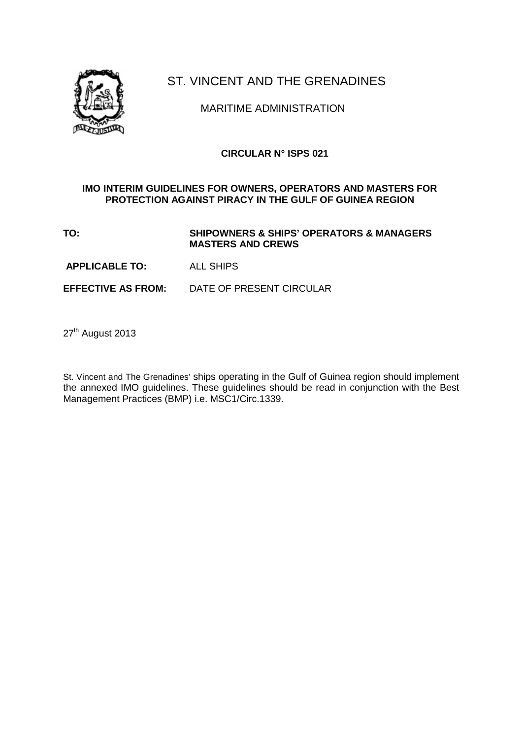# ST. VINCENT AND THE GRENADINES

## MARITIME ADMINISTRATION

**CIRCULAR N° ISPS 021**

**IMO INTERIM GUIDELINES FOR OWNERS, OPERATORS AND MASTERS FOR PROTECTION AGAINST PIRACY IN THE GULF OF GUINEA REGION**

**TO:** **SHIPOWNERS & SHIPS' OPERATORS & MANAGERS MASTERS AND CREWS**

**APPLICABLE TO:** ALL SHIPS

**EFFECTIVE AS FROM:** DATE OF PRESENT CIRCULAR

27th August 2013

St. Vincent and The Grenadines' ships operating in the Gulf of Guinea region should implement the annexed IMO guidelines. These guidelines should be read in conjunction with the Best Management Practices (BMP) i.e. MSC1/Circ.1339.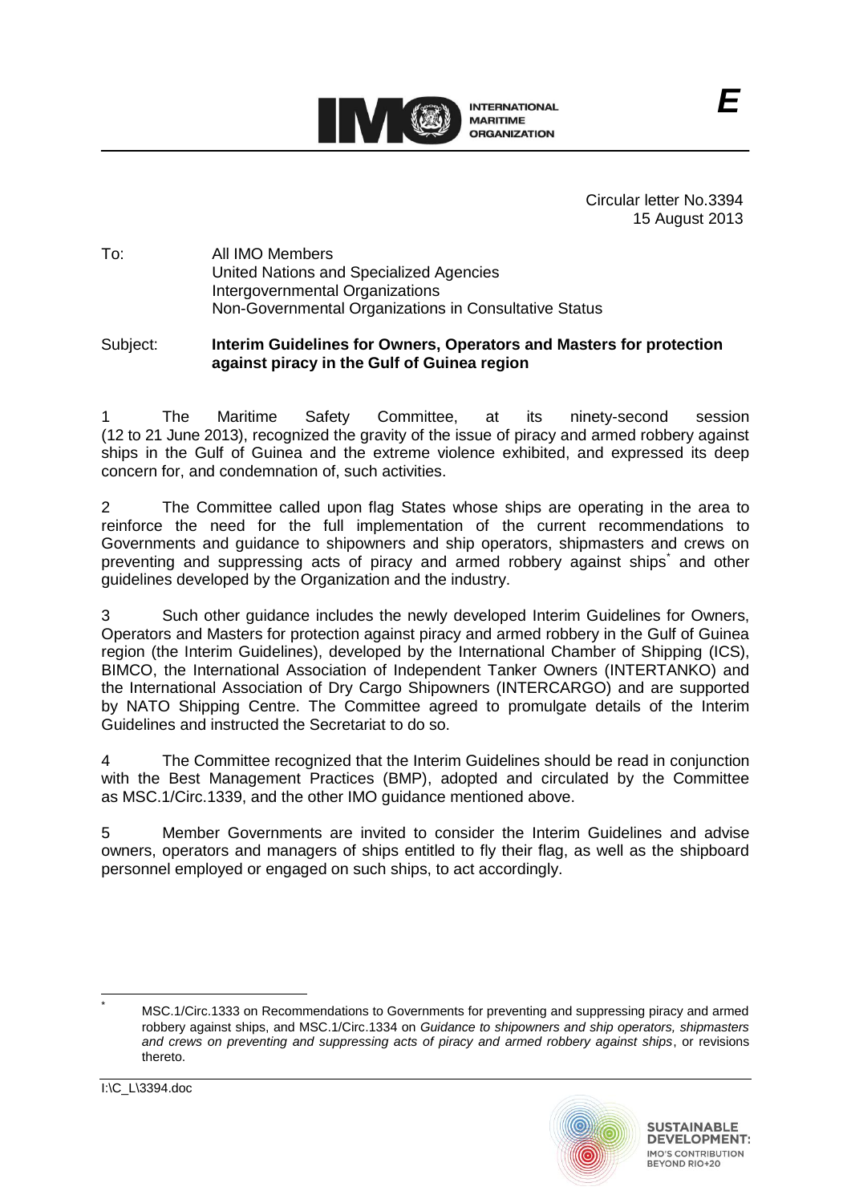**E**

Circular letter No.3394
15 August 2013

To: All IMO Members
United Nations and Specialized Agencies
Intergovernmental Organizations
Non-Governmental Organizations in Consultative Status

Subject: **Interim Guidelines for Owners, Operators and Masters for protection against piracy in the Gulf of Guinea region**

1 The Maritime Safety Committee, at its ninety-second session (12 to 21 June 2013), recognized the gravity of the issue of piracy and armed robbery against ships in the Gulf of Guinea and the extreme violence exhibited, and expressed its deep concern for, and condemnation of, such activities.

2 The Committee called upon flag States whose ships are operating in the area to reinforce the need for the full implementation of the current recommendations to Governments and guidance to shipowners and ship operators, shipmasters and crews on preventing and suppressing acts of piracy and armed robbery against ships* and other guidelines developed by the Organization and the industry.

3 Such other guidance includes the newly developed Interim Guidelines for Owners, Operators and Masters for protection against piracy and armed robbery in the Gulf of Guinea region (the Interim Guidelines), developed by the International Chamber of Shipping (ICS), BIMCO, the International Association of Independent Tanker Owners (INTERTANKO) and the International Association of Dry Cargo Shipowners (INTERCARGO) and are supported by NATO Shipping Centre. The Committee agreed to promulgate details of the Interim Guidelines and instructed the Secretariat to do so.

4 The Committee recognized that the Interim Guidelines should be read in conjunction with the Best Management Practices (BMP), adopted and circulated by the Committee as MSC.1/Circ.1339, and the other IMO guidance mentioned above.

5 Member Governments are invited to consider the Interim Guidelines and advise owners, operators and managers of ships entitled to fly their flag, as well as the shipboard personnel employed or engaged on such ships, to act accordingly.

---

\* MSC.1/Circ.1333 on Recommendations to Governments for preventing and suppressing piracy and armed robbery against ships, and MSC.1/Circ.1334 on *Guidance to shipowners and ship operators, shipmasters and crews on preventing and suppressing acts of piracy and armed robbery against ships*, or revisions thereto.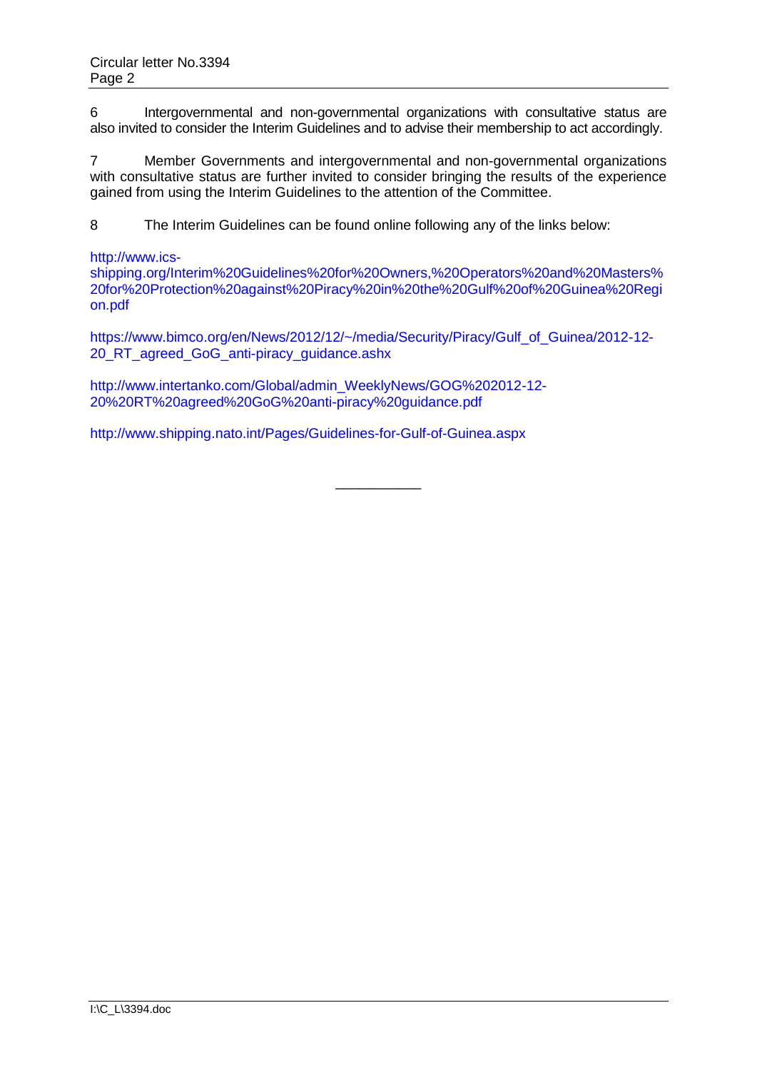6 Intergovernmental and non-governmental organizations with consultative status are also invited to consider the Interim Guidelines and to advise their membership to act accordingly.

7 Member Governments and intergovernmental and non-governmental organizations with consultative status are further invited to consider bringing the results of the experience gained from using the Interim Guidelines to the attention of the Committee.

8 The Interim Guidelines can be found online following any of the links below:

http://www.ics-shipping.org/Interim%20Guidelines%20for%20Owners,%20Operators%20and%20Masters%20for%20Protection%20against%20Piracy%20in%20the%20Gulf%20of%20Guinea%20Region.pdf

https://www.bimco.org/en/News/2012/12/~/media/Security/Piracy/Gulf_of_Guinea/2012-12-20_RT_agreed_GoG_anti-piracy_guidance.ashx

http://www.intertanko.com/Global/admin_WeeklyNews/GOG%202012-12-20%20RT%20agreed%20GoG%20anti-piracy%20guidance.pdf

http://www.shipping.nato.int/Pages/Guidelines-for-Gulf-of-Guinea.aspx

___________